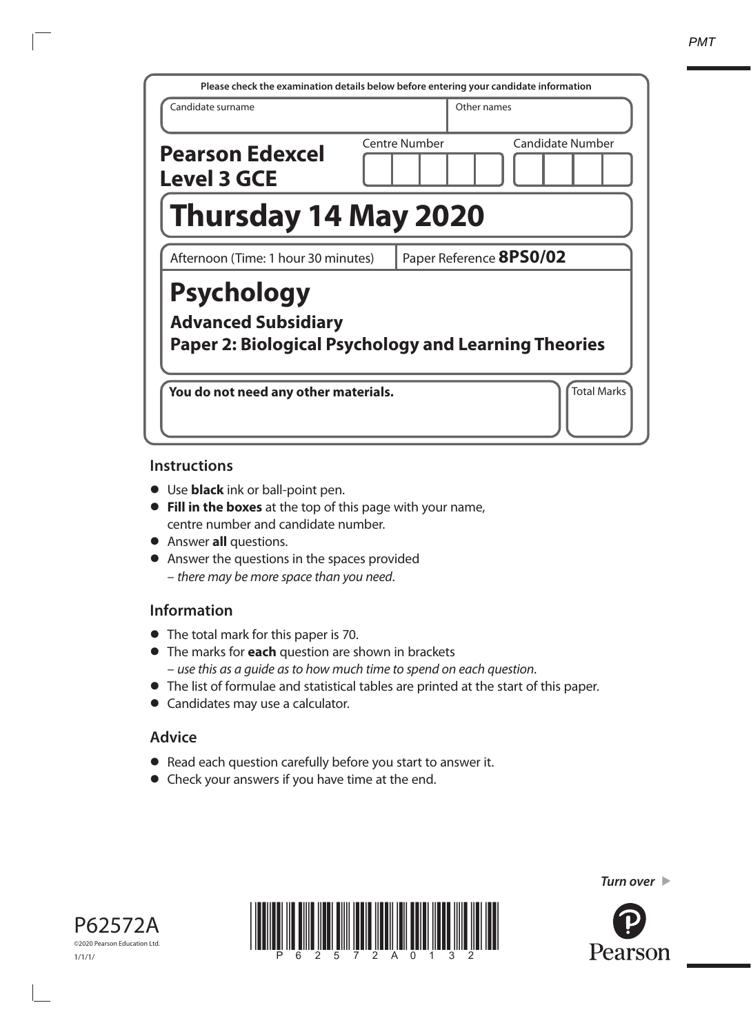Please check the examination details below before entering your candidate information

| Candidate surname | Other names |
| --- | --- |
| | |

**Pearson Edexcel Level 3 GCE**

Centre Number | Candidate Number

# Thursday 14 May 2020

Afternoon (Time: 1 hour 30 minutes) | Paper Reference **8PS0/02**

# Psychology

## Advanced Subsidiary

## Paper 2: Biological Psychology and Learning Theories

**You do not need any other materials.**

Total Marks

### Instructions

- Use **black** ink or ball-point pen.
- **Fill in the boxes** at the top of this page with your name, centre number and candidate number.
- Answer **all** questions.
- Answer the questions in the spaces provided – *there may be more space than you need*.

### Information

- The total mark for this paper is 70.
- The marks for **each** question are shown in brackets – *use this as a guide as to how much time to spend on each question*.
- The list of formulae and statistical tables are printed at the start of this paper.
- Candidates may use a calculator.

### Advice

- Read each question carefully before you start to answer it.
- Check your answers if you have time at the end.

*Turn over*

P62572A

©2020 Pearson Education Ltd.

1/1/1/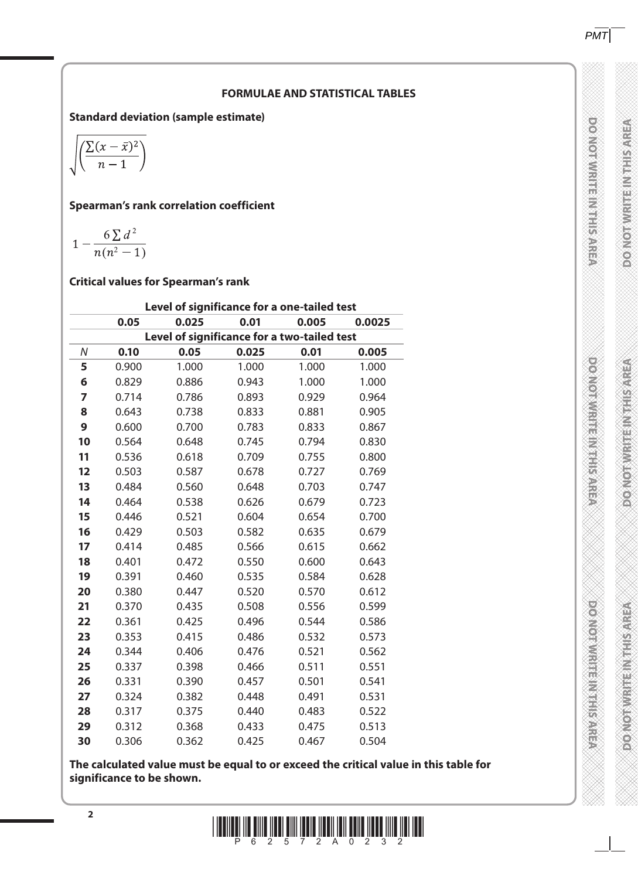## FORMULAE AND STATISTICAL TABLES

**Standard deviation (sample estimate)**

$$\sqrt{\left(\frac{\sum(x-\bar{x})^2}{n-1}\right)}$$

**Spearman's rank correlation coefficient**

$$1-\frac{6\sum d^2}{n(n^2-1)}$$

**Critical values for Spearman's rank**

| | Level of significance for a one-tailed test | | | | |
|---|---|---|---|---|---|
| | 0.05 | 0.025 | 0.01 | 0.005 | 0.0025 |
| | Level of significance for a two-tailed test | | | | |
| $N$ | **0.10** | **0.05** | **0.025** | **0.01** | **0.005** |
| **5** | 0.900 | 1.000 | 1.000 | 1.000 | 1.000 |
| **6** | 0.829 | 0.886 | 0.943 | 1.000 | 1.000 |
| **7** | 0.714 | 0.786 | 0.893 | 0.929 | 0.964 |
| **8** | 0.643 | 0.738 | 0.833 | 0.881 | 0.905 |
| **9** | 0.600 | 0.700 | 0.783 | 0.833 | 0.867 |
| **10** | 0.564 | 0.648 | 0.745 | 0.794 | 0.830 |
| **11** | 0.536 | 0.618 | 0.709 | 0.755 | 0.800 |
| **12** | 0.503 | 0.587 | 0.678 | 0.727 | 0.769 |
| **13** | 0.484 | 0.560 | 0.648 | 0.703 | 0.747 |
| **14** | 0.464 | 0.538 | 0.626 | 0.679 | 0.723 |
| **15** | 0.446 | 0.521 | 0.604 | 0.654 | 0.700 |
| **16** | 0.429 | 0.503 | 0.582 | 0.635 | 0.679 |
| **17** | 0.414 | 0.485 | 0.566 | 0.615 | 0.662 |
| **18** | 0.401 | 0.472 | 0.550 | 0.600 | 0.643 |
| **19** | 0.391 | 0.460 | 0.535 | 0.584 | 0.628 |
| **20** | 0.380 | 0.447 | 0.520 | 0.570 | 0.612 |
| **21** | 0.370 | 0.435 | 0.508 | 0.556 | 0.599 |
| **22** | 0.361 | 0.425 | 0.496 | 0.544 | 0.586 |
| **23** | 0.353 | 0.415 | 0.486 | 0.532 | 0.573 |
| **24** | 0.344 | 0.406 | 0.476 | 0.521 | 0.562 |
| **25** | 0.337 | 0.398 | 0.466 | 0.511 | 0.551 |
| **26** | 0.331 | 0.390 | 0.457 | 0.501 | 0.541 |
| **27** | 0.324 | 0.382 | 0.448 | 0.491 | 0.531 |
| **28** | 0.317 | 0.375 | 0.440 | 0.483 | 0.522 |
| **29** | 0.312 | 0.368 | 0.433 | 0.475 | 0.513 |
| **30** | 0.306 | 0.362 | 0.425 | 0.467 | 0.504 |

**The calculated value must be equal to or exceed the critical value in this table for significance to be shown.**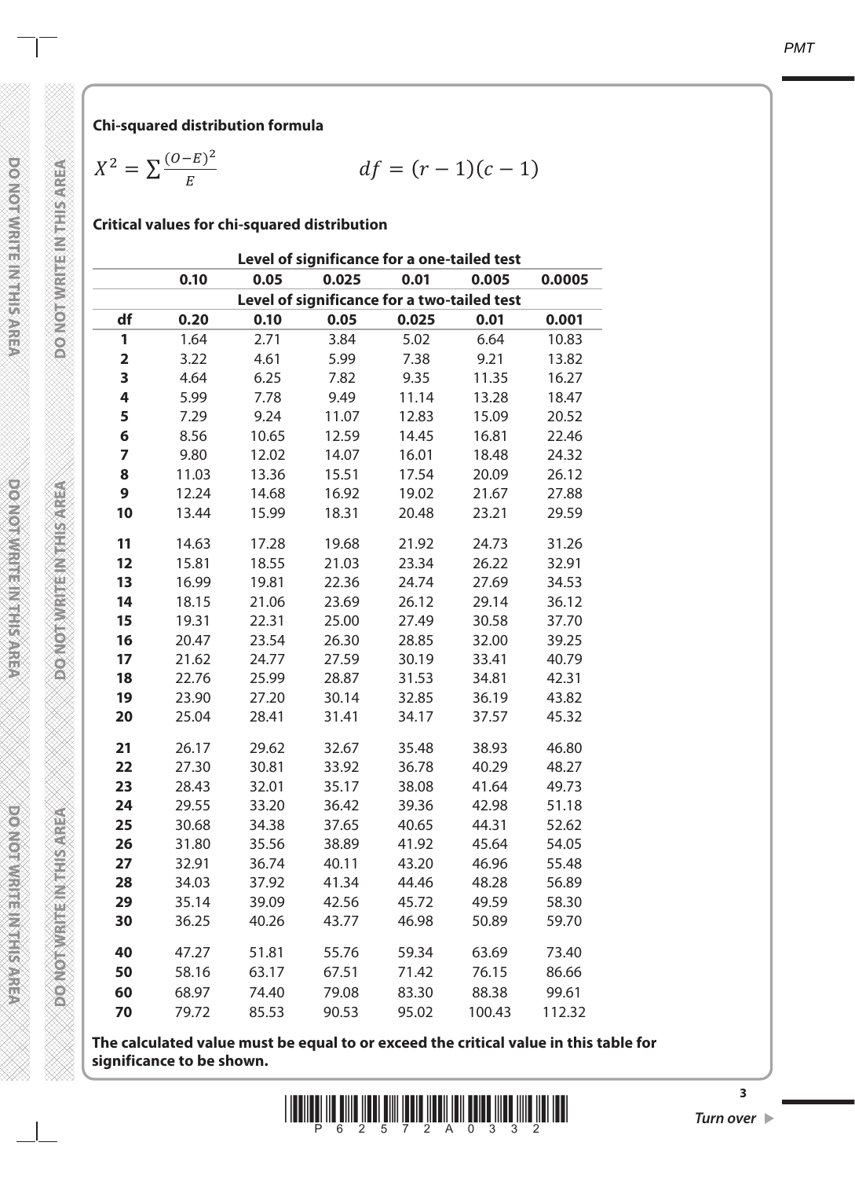**Chi-squared distribution formula**

$$X^2 = \sum \frac{(O-E)^2}{E} \qquad df = (r-1)(c-1)$$

**Critical values for chi-squared distribution**

| | Level of significance for a one-tailed test | | | | | |
|---|---|---|---|---|---|---|
| | 0.10 | 0.05 | 0.025 | 0.01 | 0.005 | 0.0005 |
| | Level of significance for a two-tailed test | | | | | |
| **df** | **0.20** | **0.10** | **0.05** | **0.025** | **0.01** | **0.001** |
| **1** | 1.64 | 2.71 | 3.84 | 5.02 | 6.64 | 10.83 |
| **2** | 3.22 | 4.61 | 5.99 | 7.38 | 9.21 | 13.82 |
| **3** | 4.64 | 6.25 | 7.82 | 9.35 | 11.35 | 16.27 |
| **4** | 5.99 | 7.78 | 9.49 | 11.14 | 13.28 | 18.47 |
| **5** | 7.29 | 9.24 | 11.07 | 12.83 | 15.09 | 20.52 |
| **6** | 8.56 | 10.65 | 12.59 | 14.45 | 16.81 | 22.46 |
| **7** | 9.80 | 12.02 | 14.07 | 16.01 | 18.48 | 24.32 |
| **8** | 11.03 | 13.36 | 15.51 | 17.54 | 20.09 | 26.12 |
| **9** | 12.24 | 14.68 | 16.92 | 19.02 | 21.67 | 27.88 |
| **10** | 13.44 | 15.99 | 18.31 | 20.48 | 23.21 | 29.59 |
| **11** | 14.63 | 17.28 | 19.68 | 21.92 | 24.73 | 31.26 |
| **12** | 15.81 | 18.55 | 21.03 | 23.34 | 26.22 | 32.91 |
| **13** | 16.99 | 19.81 | 22.36 | 24.74 | 27.69 | 34.53 |
| **14** | 18.15 | 21.06 | 23.69 | 26.12 | 29.14 | 36.12 |
| **15** | 19.31 | 22.31 | 25.00 | 27.49 | 30.58 | 37.70 |
| **16** | 20.47 | 23.54 | 26.30 | 28.85 | 32.00 | 39.25 |
| **17** | 21.62 | 24.77 | 27.59 | 30.19 | 33.41 | 40.79 |
| **18** | 22.76 | 25.99 | 28.87 | 31.53 | 34.81 | 42.31 |
| **19** | 23.90 | 27.20 | 30.14 | 32.85 | 36.19 | 43.82 |
| **20** | 25.04 | 28.41 | 31.41 | 34.17 | 37.57 | 45.32 |
| **21** | 26.17 | 29.62 | 32.67 | 35.48 | 38.93 | 46.80 |
| **22** | 27.30 | 30.81 | 33.92 | 36.78 | 40.29 | 48.27 |
| **23** | 28.43 | 32.01 | 35.17 | 38.08 | 41.64 | 49.73 |
| **24** | 29.55 | 33.20 | 36.42 | 39.36 | 42.98 | 51.18 |
| **25** | 30.68 | 34.38 | 37.65 | 40.65 | 44.31 | 52.62 |
| **26** | 31.80 | 35.56 | 38.89 | 41.92 | 45.64 | 54.05 |
| **27** | 32.91 | 36.74 | 40.11 | 43.20 | 46.96 | 55.48 |
| **28** | 34.03 | 37.92 | 41.34 | 44.46 | 48.28 | 56.89 |
| **29** | 35.14 | 39.09 | 42.56 | 45.72 | 49.59 | 58.30 |
| **30** | 36.25 | 40.26 | 43.77 | 46.98 | 50.89 | 59.70 |
| **40** | 47.27 | 51.81 | 55.76 | 59.34 | 63.69 | 73.40 |
| **50** | 58.16 | 63.17 | 67.51 | 71.42 | 76.15 | 86.66 |
| **60** | 68.97 | 74.40 | 79.08 | 83.30 | 88.38 | 99.61 |
| **70** | 79.72 | 85.53 | 90.53 | 95.02 | 100.43 | 112.32 |

**The calculated value must be equal to or exceed the critical value in this table for significance to be shown.**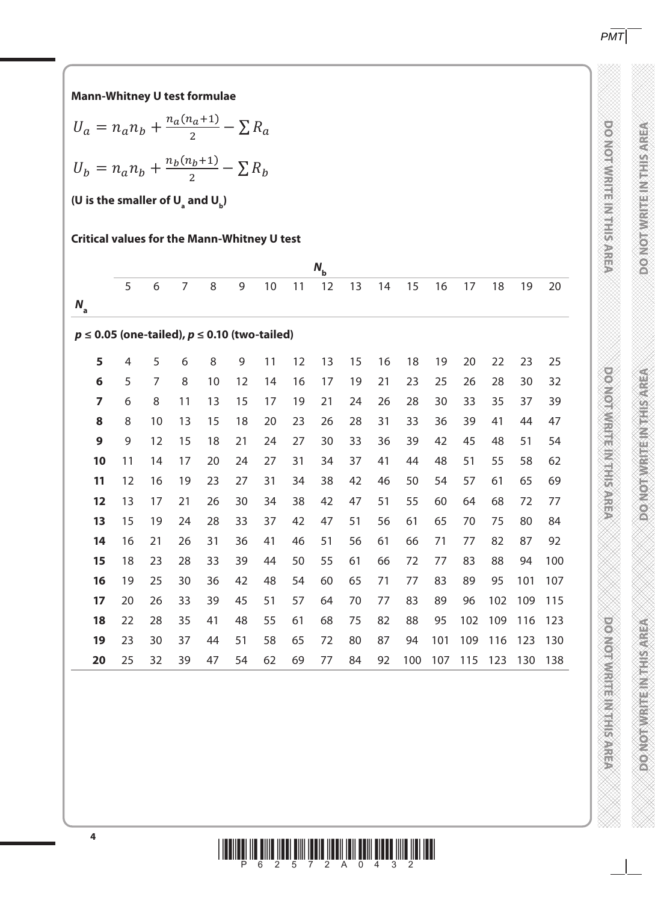**Mann-Whitney U test formulae**

$$U_a = n_a n_b + \frac{n_a(n_a+1)}{2} - \sum R_a$$

$$U_b = n_a n_b + \frac{n_b(n_b+1)}{2} - \sum R_b$$

**(U is the smaller of $U_a$ and $U_b$)**

**Critical values for the Mann-Whitney U test**

| | $N_b$ | | | | | | | | | | | | | | | |
|---|---|---|---|---|---|---|---|---|---|---|---|---|---|---|---|---|
| $N_a$ | 5 | 6 | 7 | 8 | 9 | 10 | 11 | 12 | 13 | 14 | 15 | 16 | 17 | 18 | 19 | 20 |
| ***p* ≤ 0.05 (one-tailed), *p* ≤ 0.10 (two-tailed)** | | | | | | | | | | | | | | | | |
| **5** | 4 | 5 | 6 | 8 | 9 | 11 | 12 | 13 | 15 | 16 | 18 | 19 | 20 | 22 | 23 | 25 |
| **6** | 5 | 7 | 8 | 10 | 12 | 14 | 16 | 17 | 19 | 21 | 23 | 25 | 26 | 28 | 30 | 32 |
| **7** | 6 | 8 | 11 | 13 | 15 | 17 | 19 | 21 | 24 | 26 | 28 | 30 | 33 | 35 | 37 | 39 |
| **8** | 8 | 10 | 13 | 15 | 18 | 20 | 23 | 26 | 28 | 31 | 33 | 36 | 39 | 41 | 44 | 47 |
| **9** | 9 | 12 | 15 | 18 | 21 | 24 | 27 | 30 | 33 | 36 | 39 | 42 | 45 | 48 | 51 | 54 |
| **10** | 11 | 14 | 17 | 20 | 24 | 27 | 31 | 34 | 37 | 41 | 44 | 48 | 51 | 55 | 58 | 62 |
| **11** | 12 | 16 | 19 | 23 | 27 | 31 | 34 | 38 | 42 | 46 | 50 | 54 | 57 | 61 | 65 | 69 |
| **12** | 13 | 17 | 21 | 26 | 30 | 34 | 38 | 42 | 47 | 51 | 55 | 60 | 64 | 68 | 72 | 77 |
| **13** | 15 | 19 | 24 | 28 | 33 | 37 | 42 | 47 | 51 | 56 | 61 | 65 | 70 | 75 | 80 | 84 |
| **14** | 16 | 21 | 26 | 31 | 36 | 41 | 46 | 51 | 56 | 61 | 66 | 71 | 77 | 82 | 87 | 92 |
| **15** | 18 | 23 | 28 | 33 | 39 | 44 | 50 | 55 | 61 | 66 | 72 | 77 | 83 | 88 | 94 | 100 |
| **16** | 19 | 25 | 30 | 36 | 42 | 48 | 54 | 60 | 65 | 71 | 77 | 83 | 89 | 95 | 101 | 107 |
| **17** | 20 | 26 | 33 | 39 | 45 | 51 | 57 | 64 | 70 | 77 | 83 | 89 | 96 | 102 | 109 | 115 |
| **18** | 22 | 28 | 35 | 41 | 48 | 55 | 61 | 68 | 75 | 82 | 88 | 95 | 102 | 109 | 116 | 123 |
| **19** | 23 | 30 | 37 | 44 | 51 | 58 | 65 | 72 | 80 | 87 | 94 | 101 | 109 | 116 | 123 | 130 |
| **20** | 25 | 32 | 39 | 47 | 54 | 62 | 69 | 77 | 84 | 92 | 100 | 107 | 115 | 123 | 130 | 138 |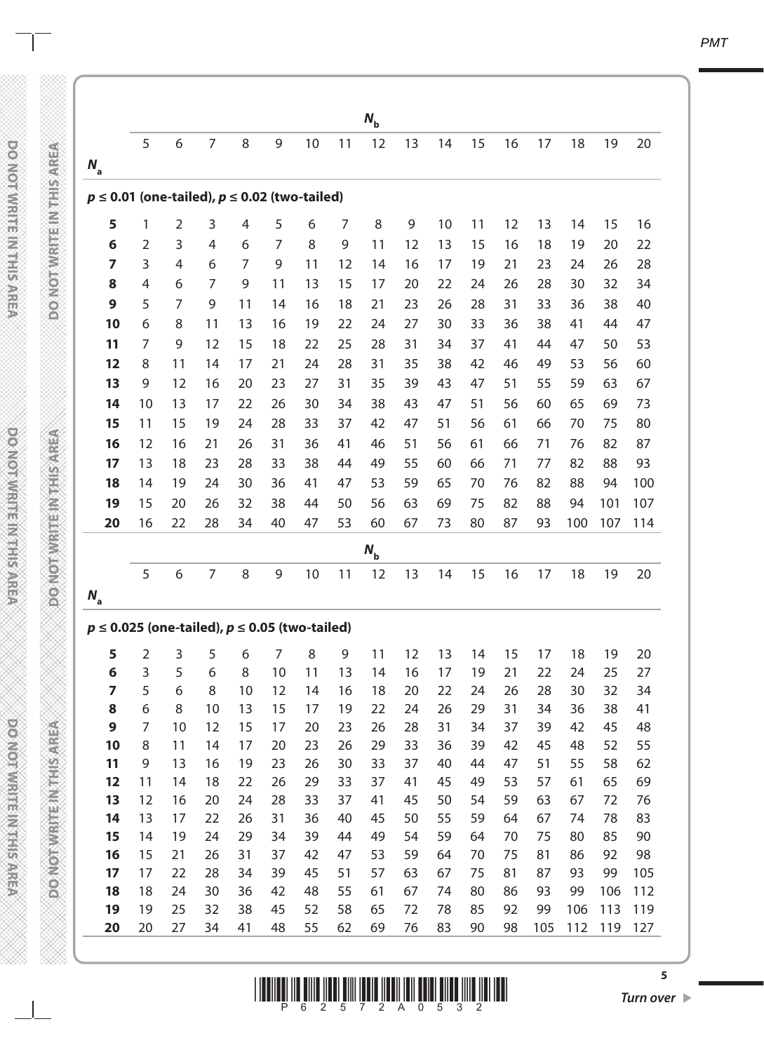| | $N_b$ | | | | | | | | | | | | | | | |
|---|---|---|---|---|---|---|---|---|---|---|---|---|---|---|---|---|
| $N_a$ | 5 | 6 | 7 | 8 | 9 | 10 | 11 | 12 | 13 | 14 | 15 | 16 | 17 | 18 | 19 | 20 |
| **$p \leq 0.01$ (one-tailed), $p \leq 0.02$ (two-tailed)** | | | | | | | | | | | | | | | | |
| **5** | 1 | 2 | 3 | 4 | 5 | 6 | 7 | 8 | 9 | 10 | 11 | 12 | 13 | 14 | 15 | 16 |
| **6** | 2 | 3 | 4 | 6 | 7 | 8 | 9 | 11 | 12 | 13 | 15 | 16 | 18 | 19 | 20 | 22 |
| **7** | 3 | 4 | 6 | 7 | 9 | 11 | 12 | 14 | 16 | 17 | 19 | 21 | 23 | 24 | 26 | 28 |
| **8** | 4 | 6 | 7 | 9 | 11 | 13 | 15 | 17 | 20 | 22 | 24 | 26 | 28 | 30 | 32 | 34 |
| **9** | 5 | 7 | 9 | 11 | 14 | 16 | 18 | 21 | 23 | 26 | 28 | 31 | 33 | 36 | 38 | 40 |
| **10** | 6 | 8 | 11 | 13 | 16 | 19 | 22 | 24 | 27 | 30 | 33 | 36 | 38 | 41 | 44 | 47 |
| **11** | 7 | 9 | 12 | 15 | 18 | 22 | 25 | 28 | 31 | 34 | 37 | 41 | 44 | 47 | 50 | 53 |
| **12** | 8 | 11 | 14 | 17 | 21 | 24 | 28 | 31 | 35 | 38 | 42 | 46 | 49 | 53 | 56 | 60 |
| **13** | 9 | 12 | 16 | 20 | 23 | 27 | 31 | 35 | 39 | 43 | 47 | 51 | 55 | 59 | 63 | 67 |
| **14** | 10 | 13 | 17 | 22 | 26 | 30 | 34 | 38 | 43 | 47 | 51 | 56 | 60 | 65 | 69 | 73 |
| **15** | 11 | 15 | 19 | 24 | 28 | 33 | 37 | 42 | 47 | 51 | 56 | 61 | 66 | 70 | 75 | 80 |
| **16** | 12 | 16 | 21 | 26 | 31 | 36 | 41 | 46 | 51 | 56 | 61 | 66 | 71 | 76 | 82 | 87 |
| **17** | 13 | 18 | 23 | 28 | 33 | 38 | 44 | 49 | 55 | 60 | 66 | 71 | 77 | 82 | 88 | 93 |
| **18** | 14 | 19 | 24 | 30 | 36 | 41 | 47 | 53 | 59 | 65 | 70 | 76 | 82 | 88 | 94 | 100 |
| **19** | 15 | 20 | 26 | 32 | 38 | 44 | 50 | 56 | 63 | 69 | 75 | 82 | 88 | 94 | 101 | 107 |
| **20** | 16 | 22 | 28 | 34 | 40 | 47 | 53 | 60 | 67 | 73 | 80 | 87 | 93 | 100 | 107 | 114 |

| | $N_b$ | | | | | | | | | | | | | | | |
|---|---|---|---|---|---|---|---|---|---|---|---|---|---|---|---|---|
| $N_a$ | 5 | 6 | 7 | 8 | 9 | 10 | 11 | 12 | 13 | 14 | 15 | 16 | 17 | 18 | 19 | 20 |
| **$p \leq 0.025$ (one-tailed), $p \leq 0.05$ (two-tailed)** | | | | | | | | | | | | | | | | |
| **5** | 2 | 3 | 5 | 6 | 7 | 8 | 9 | 11 | 12 | 13 | 14 | 15 | 17 | 18 | 19 | 20 |
| **6** | 3 | 5 | 6 | 8 | 10 | 11 | 13 | 14 | 16 | 17 | 19 | 21 | 22 | 24 | 25 | 27 |
| **7** | 5 | 6 | 8 | 10 | 12 | 14 | 16 | 18 | 20 | 22 | 24 | 26 | 28 | 30 | 32 | 34 |
| **8** | 6 | 8 | 10 | 13 | 15 | 17 | 19 | 22 | 24 | 26 | 29 | 31 | 34 | 36 | 38 | 41 |
| **9** | 7 | 10 | 12 | 15 | 17 | 20 | 23 | 26 | 28 | 31 | 34 | 37 | 39 | 42 | 45 | 48 |
| **10** | 8 | 11 | 14 | 17 | 20 | 23 | 26 | 29 | 33 | 36 | 39 | 42 | 45 | 48 | 52 | 55 |
| **11** | 9 | 13 | 16 | 19 | 23 | 26 | 30 | 33 | 37 | 40 | 44 | 47 | 51 | 55 | 58 | 62 |
| **12** | 11 | 14 | 18 | 22 | 26 | 29 | 33 | 37 | 41 | 45 | 49 | 53 | 57 | 61 | 65 | 69 |
| **13** | 12 | 16 | 20 | 24 | 28 | 33 | 37 | 41 | 45 | 50 | 54 | 59 | 63 | 67 | 72 | 76 |
| **14** | 13 | 17 | 22 | 26 | 31 | 36 | 40 | 45 | 50 | 55 | 59 | 64 | 67 | 74 | 78 | 83 |
| **15** | 14 | 19 | 24 | 29 | 34 | 39 | 44 | 49 | 54 | 59 | 64 | 70 | 75 | 80 | 85 | 90 |
| **16** | 15 | 21 | 26 | 31 | 37 | 42 | 47 | 53 | 59 | 64 | 70 | 75 | 81 | 86 | 92 | 98 |
| **17** | 17 | 22 | 28 | 34 | 39 | 45 | 51 | 57 | 63 | 67 | 75 | 81 | 87 | 93 | 99 | 105 |
| **18** | 18 | 24 | 30 | 36 | 42 | 48 | 55 | 61 | 67 | 74 | 80 | 86 | 93 | 99 | 106 | 112 |
| **19** | 19 | 25 | 32 | 38 | 45 | 52 | 58 | 65 | 72 | 78 | 85 | 92 | 99 | 106 | 113 | 119 |
| **20** | 20 | 27 | 34 | 41 | 48 | 55 | 62 | 69 | 76 | 83 | 90 | 98 | 105 | 112 | 119 | 127 |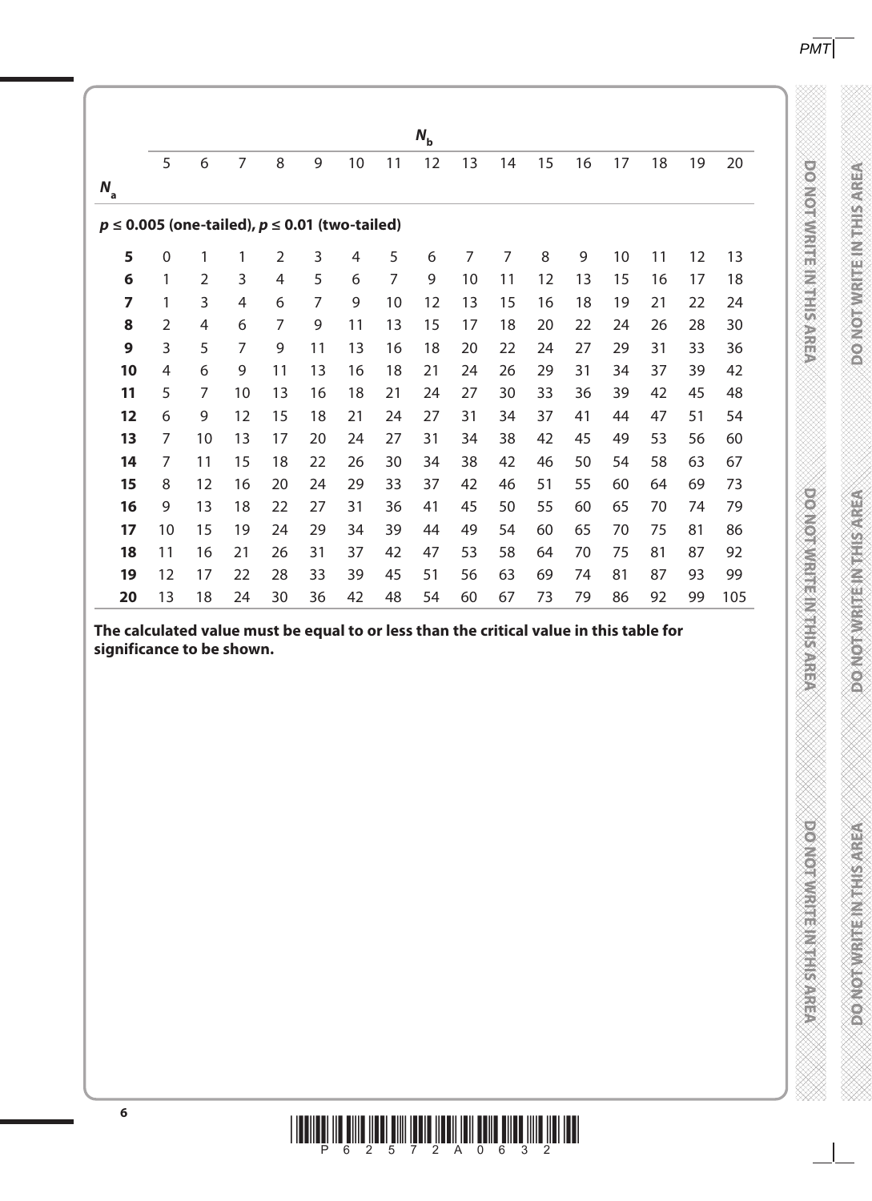| $N_a$ | $N_b$ 5 | 6 | 7 | 8 | 9 | 10 | 11 | 12 | 13 | 14 | 15 | 16 | 17 | 18 | 19 | 20 |
|---|---|---|---|---|---|---|---|---|---|---|---|---|---|---|---|---|
| **$p \leq 0.005$ (one-tailed), $p \leq 0.01$ (two-tailed)** | | | | | | | | | | | | | | | | |
| **5** | 0 | 1 | 1 | 2 | 3 | 4 | 5 | 6 | 7 | 7 | 8 | 9 | 10 | 11 | 12 | 13 |
| **6** | 1 | 2 | 3 | 4 | 5 | 6 | 7 | 9 | 10 | 11 | 12 | 13 | 15 | 16 | 17 | 18 |
| **7** | 1 | 3 | 4 | 6 | 7 | 9 | 10 | 12 | 13 | 15 | 16 | 18 | 19 | 21 | 22 | 24 |
| **8** | 2 | 4 | 6 | 7 | 9 | 11 | 13 | 15 | 17 | 18 | 20 | 22 | 24 | 26 | 28 | 30 |
| **9** | 3 | 5 | 7 | 9 | 11 | 13 | 16 | 18 | 20 | 22 | 24 | 27 | 29 | 31 | 33 | 36 |
| **10** | 4 | 6 | 9 | 11 | 13 | 16 | 18 | 21 | 24 | 26 | 29 | 31 | 34 | 37 | 39 | 42 |
| **11** | 5 | 7 | 10 | 13 | 16 | 18 | 21 | 24 | 27 | 30 | 33 | 36 | 39 | 42 | 45 | 48 |
| **12** | 6 | 9 | 12 | 15 | 18 | 21 | 24 | 27 | 31 | 34 | 37 | 41 | 44 | 47 | 51 | 54 |
| **13** | 7 | 10 | 13 | 17 | 20 | 24 | 27 | 31 | 34 | 38 | 42 | 45 | 49 | 53 | 56 | 60 |
| **14** | 7 | 11 | 15 | 18 | 22 | 26 | 30 | 34 | 38 | 42 | 46 | 50 | 54 | 58 | 63 | 67 |
| **15** | 8 | 12 | 16 | 20 | 24 | 29 | 33 | 37 | 42 | 46 | 51 | 55 | 60 | 64 | 69 | 73 |
| **16** | 9 | 13 | 18 | 22 | 27 | 31 | 36 | 41 | 45 | 50 | 55 | 60 | 65 | 70 | 74 | 79 |
| **17** | 10 | 15 | 19 | 24 | 29 | 34 | 39 | 44 | 49 | 54 | 60 | 65 | 70 | 75 | 81 | 86 |
| **18** | 11 | 16 | 21 | 26 | 31 | 37 | 42 | 47 | 53 | 58 | 64 | 70 | 75 | 81 | 87 | 92 |
| **19** | 12 | 17 | 22 | 28 | 33 | 39 | 45 | 51 | 56 | 63 | 69 | 74 | 81 | 87 | 93 | 99 |
| **20** | 13 | 18 | 24 | 30 | 36 | 42 | 48 | 54 | 60 | 67 | 73 | 79 | 86 | 92 | 99 | 105 |

**The calculated value must be equal to or less than the critical value in this table for significance to be shown.**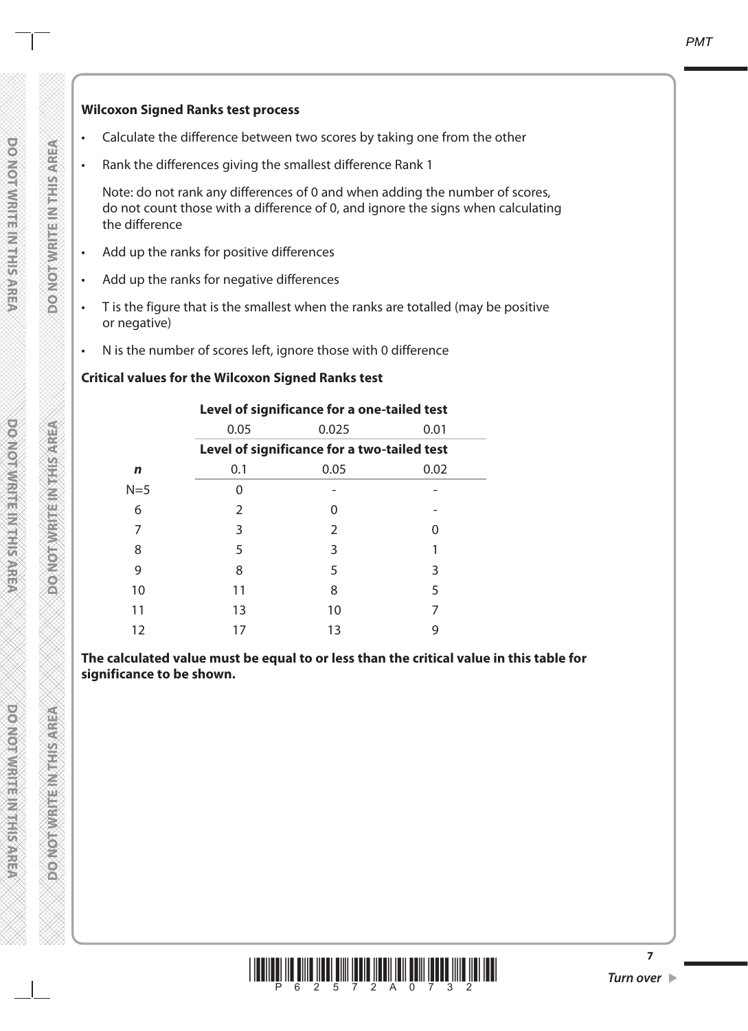**Wilcoxon Signed Ranks test process**

- Calculate the difference between two scores by taking one from the other
- Rank the differences giving the smallest difference Rank 1

  Note: do not rank any differences of 0 and when adding the number of scores, do not count those with a difference of 0, and ignore the signs when calculating the difference

- Add up the ranks for positive differences
- Add up the ranks for negative differences
- T is the figure that is the smallest when the ranks are totalled (may be positive or negative)
- N is the number of scores left, ignore those with 0 difference

**Critical values for the Wilcoxon Signed Ranks test**

| | **Level of significance for a one-tailed test** | | |
|---|---|---|---|
| | 0.05 | 0.025 | 0.01 |
| | **Level of significance for a two-tailed test** | | |
| ***n*** | 0.1 | 0.05 | 0.02 |
| N=5 | 0 | - | - |
| 6 | 2 | 0 | - |
| 7 | 3 | 2 | 0 |
| 8 | 5 | 3 | 1 |
| 9 | 8 | 5 | 3 |
| 10 | 11 | 8 | 5 |
| 11 | 13 | 10 | 7 |
| 12 | 17 | 13 | 9 |

**The calculated value must be equal to or less than the critical value in this table for significance to be shown.**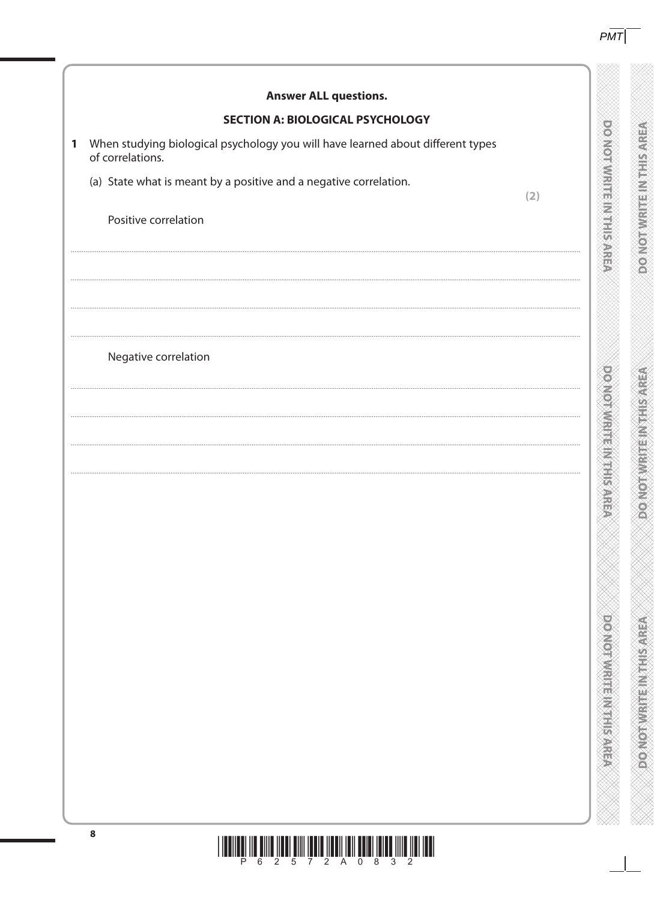**Answer ALL questions.**

**SECTION A: BIOLOGICAL PSYCHOLOGY**

1 When studying biological psychology you will have learned about different types of correlations.

(a) State what is meant by a positive and a negative correlation.

**(2)**

Positive correlation

Negative correlation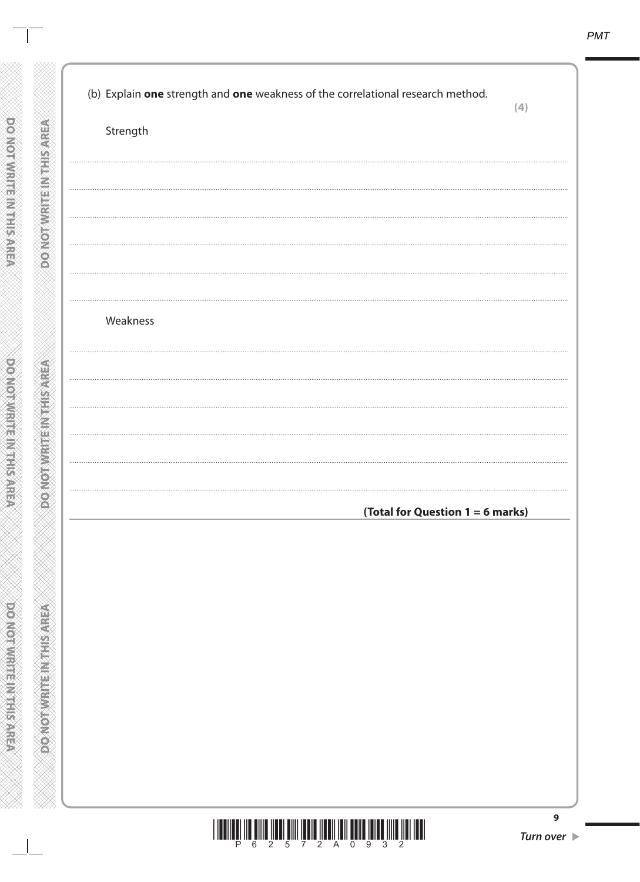(b) Explain **one** strength and **one** weakness of the correlational research method.

**(4)**

Strength

Weakness

**(Total for Question 1 = 6 marks)**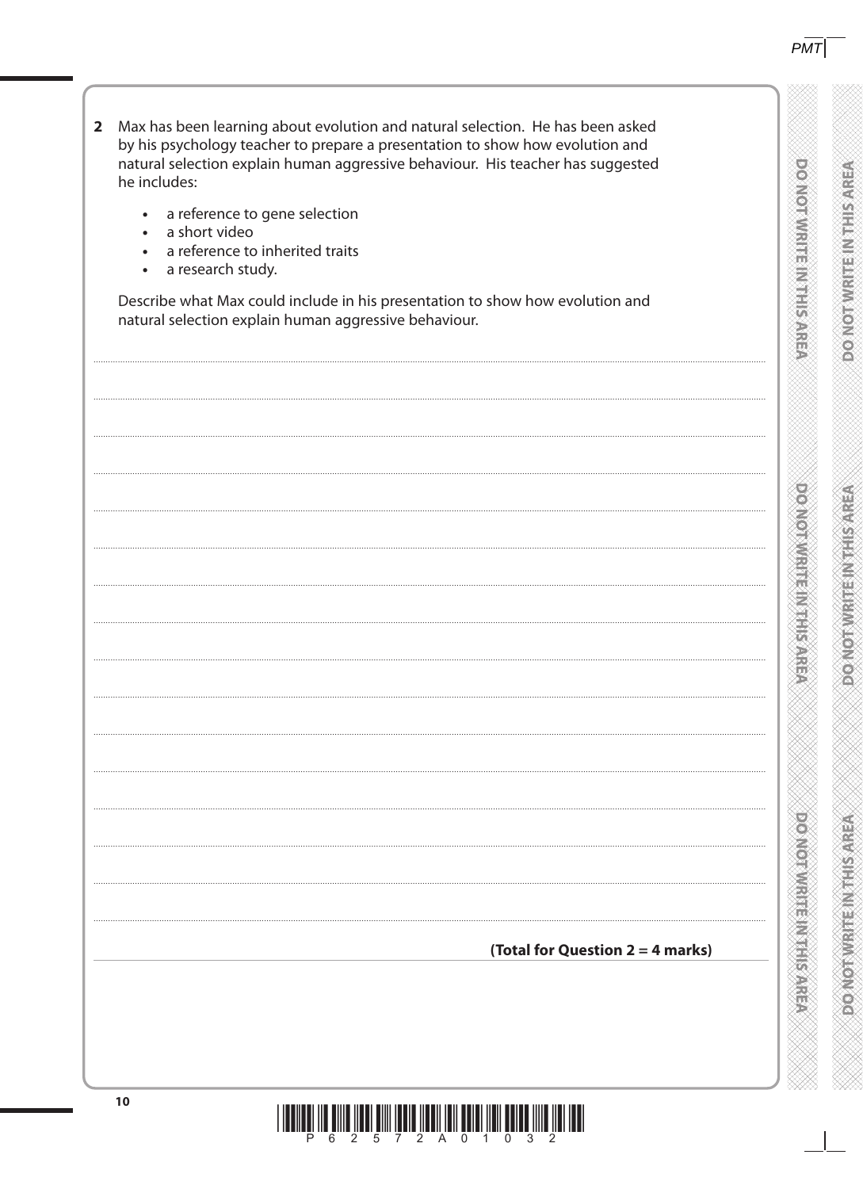**2** Max has been learning about evolution and natural selection. He has been asked by his psychology teacher to prepare a presentation to show how evolution and natural selection explain human aggressive behaviour. His teacher has suggested he includes:

- a reference to gene selection
- a short video
- a reference to inherited traits
- a research study.

Describe what Max could include in his presentation to show how evolution and natural selection explain human aggressive behaviour.

**(Total for Question 2 = 4 marks)**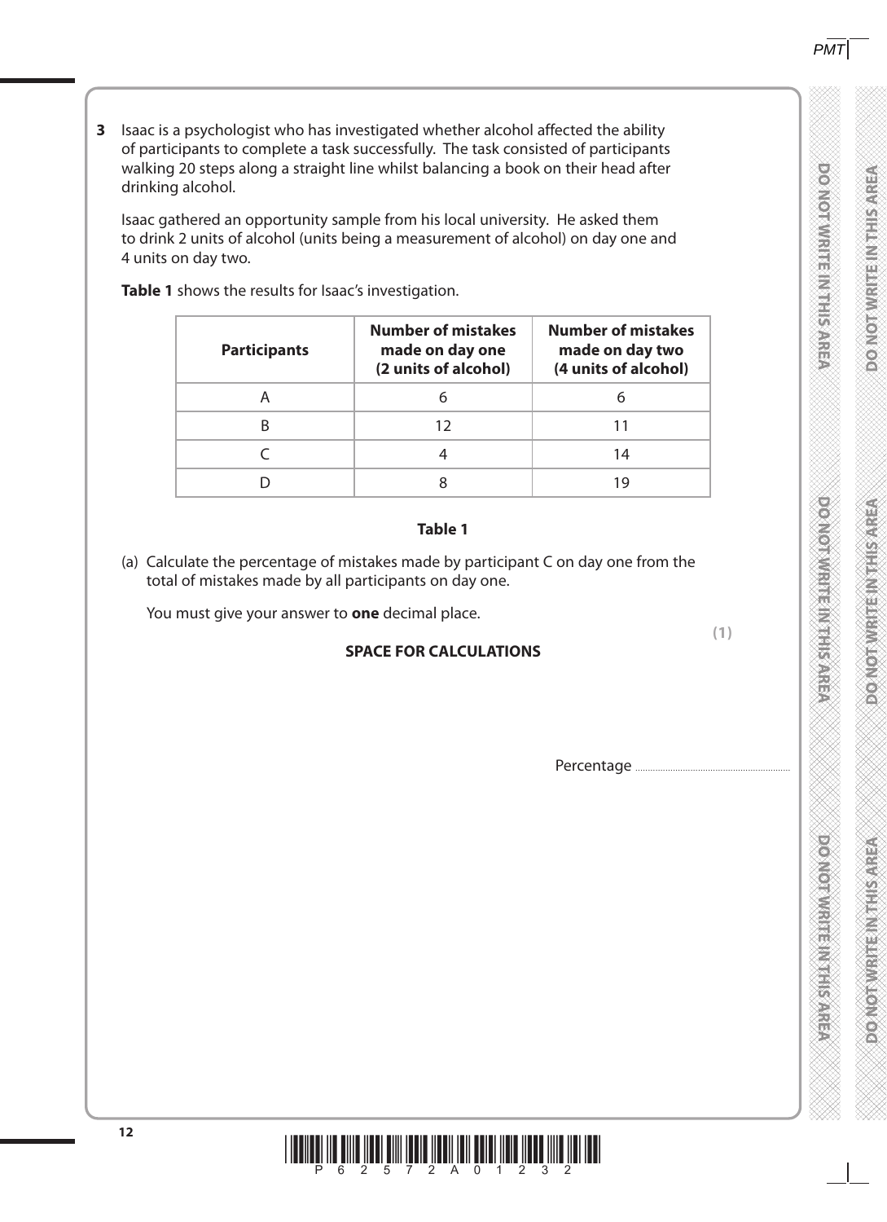**3** Isaac is a psychologist who has investigated whether alcohol affected the ability of participants to complete a task successfully. The task consisted of participants walking 20 steps along a straight line whilst balancing a book on their head after drinking alcohol.

Isaac gathered an opportunity sample from his local university. He asked them to drink 2 units of alcohol (units being a measurement of alcohol) on day one and 4 units on day two.

**Table 1** shows the results for Isaac's investigation.

| **Participants** | **Number of mistakes made on day one (2 units of alcohol)** | **Number of mistakes made on day two (4 units of alcohol)** |
|---|---|---|
| A | 6 | 6 |
| B | 12 | 11 |
| C | 4 | 14 |
| D | 8 | 19 |

**Table 1**

(a) Calculate the percentage of mistakes made by participant C on day one from the total of mistakes made by all participants on day one.

You must give your answer to **one** decimal place.

**(1)**

**SPACE FOR CALCULATIONS**

Percentage ..............................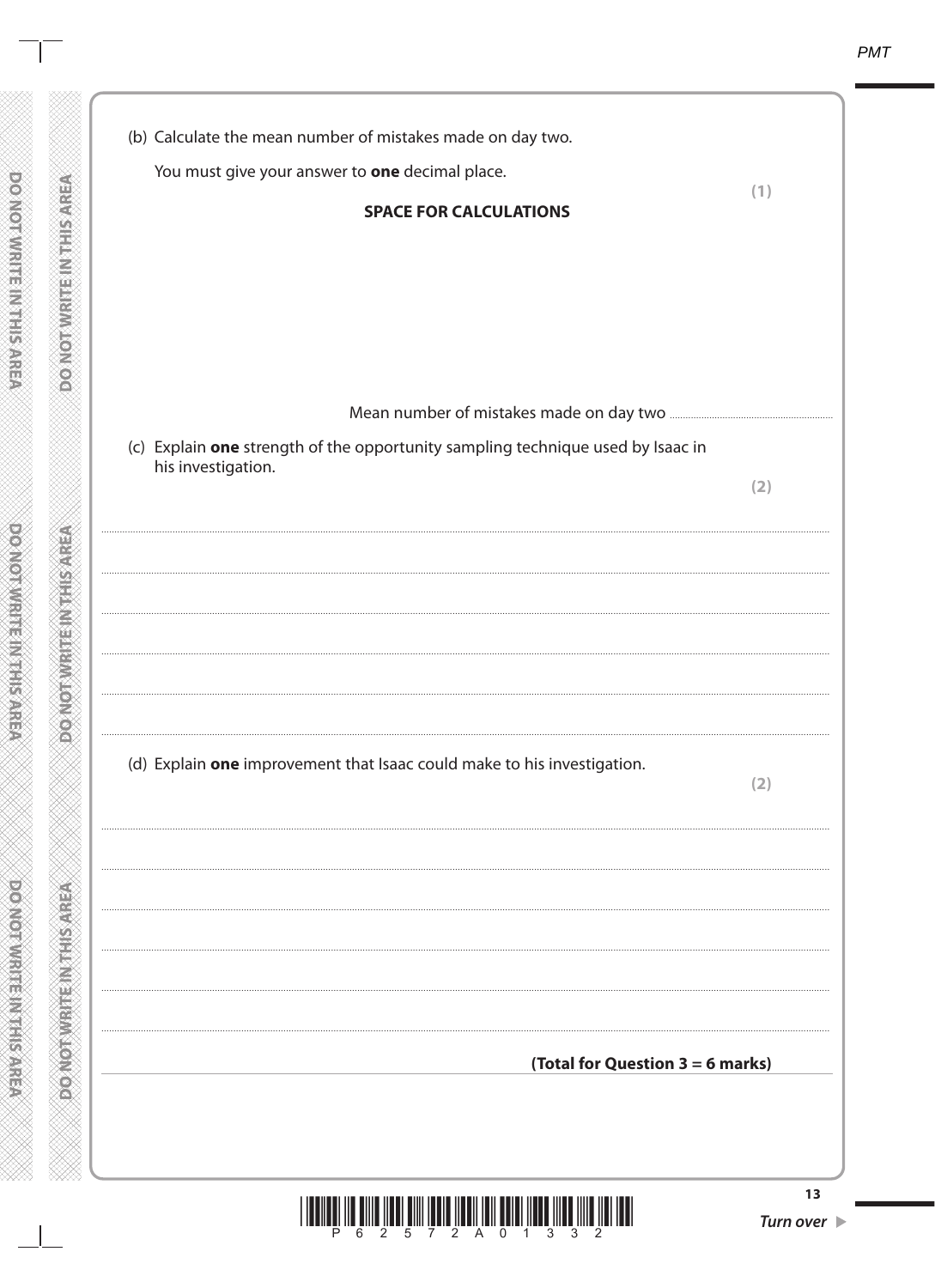(b) Calculate the mean number of mistakes made on day two.

You must give your answer to **one** decimal place.

**(1)**

**SPACE FOR CALCULATIONS**

Mean number of mistakes made on day two ..............................

(c) Explain **one** strength of the opportunity sampling technique used by Isaac in his investigation.

**(2)**

..............................................................................................................................................

..............................................................................................................................................

..............................................................................................................................................

..............................................................................................................................................

..............................................................................................................................................

(d) Explain **one** improvement that Isaac could make to his investigation.

**(2)**

..............................................................................................................................................

..............................................................................................................................................

..............................................................................................................................................

..............................................................................................................................................

..............................................................................................................................................

**(Total for Question 3 = 6 marks)**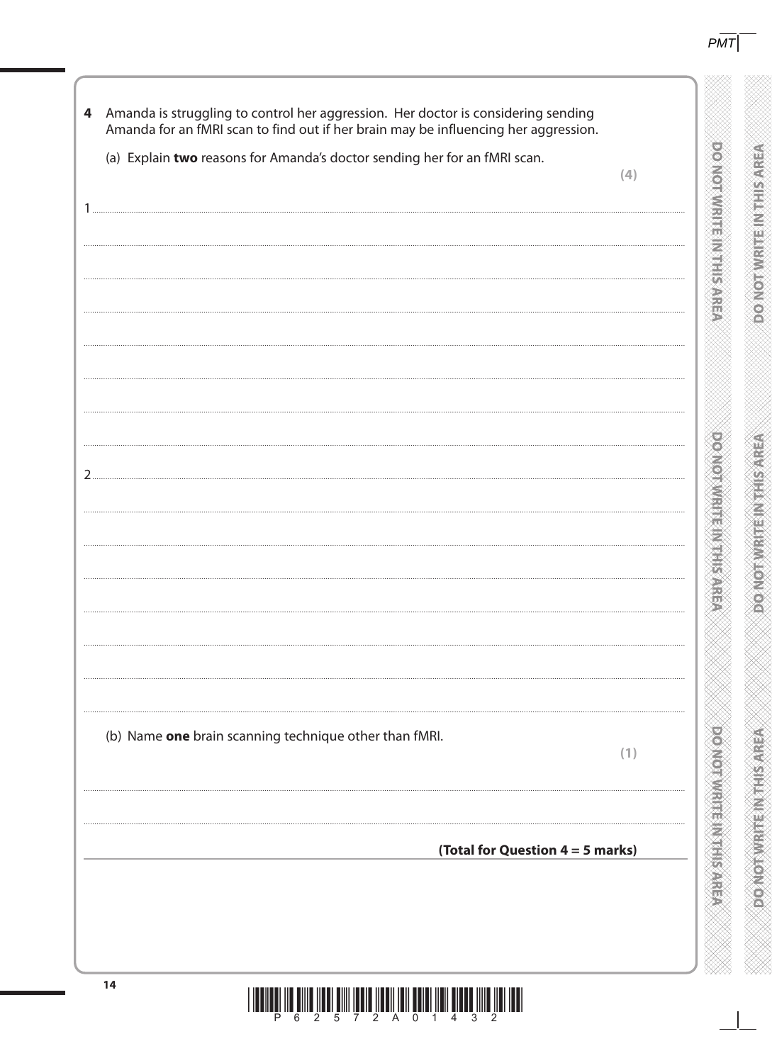**4** Amanda is struggling to control her aggression. Her doctor is considering sending Amanda for an fMRI scan to find out if her brain may be influencing her aggression.

(a) Explain **two** reasons for Amanda's doctor sending her for an fMRI scan.

**(4)**

1 ...

2 ...

(b) Name **one** brain scanning technique other than fMRI.

**(1)**

...

**(Total for Question 4 = 5 marks)**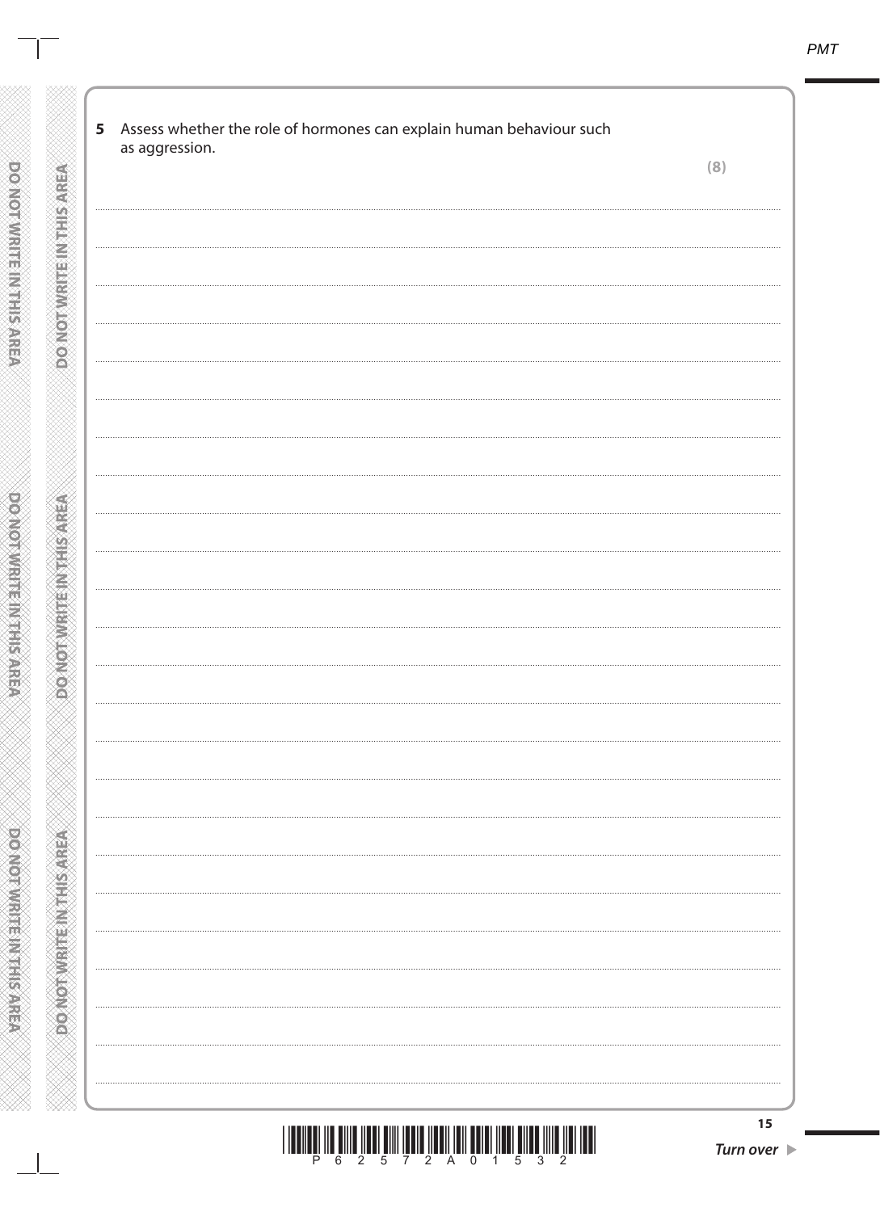5 Assess whether the role of hormones can explain human behaviour such as aggression.

(8)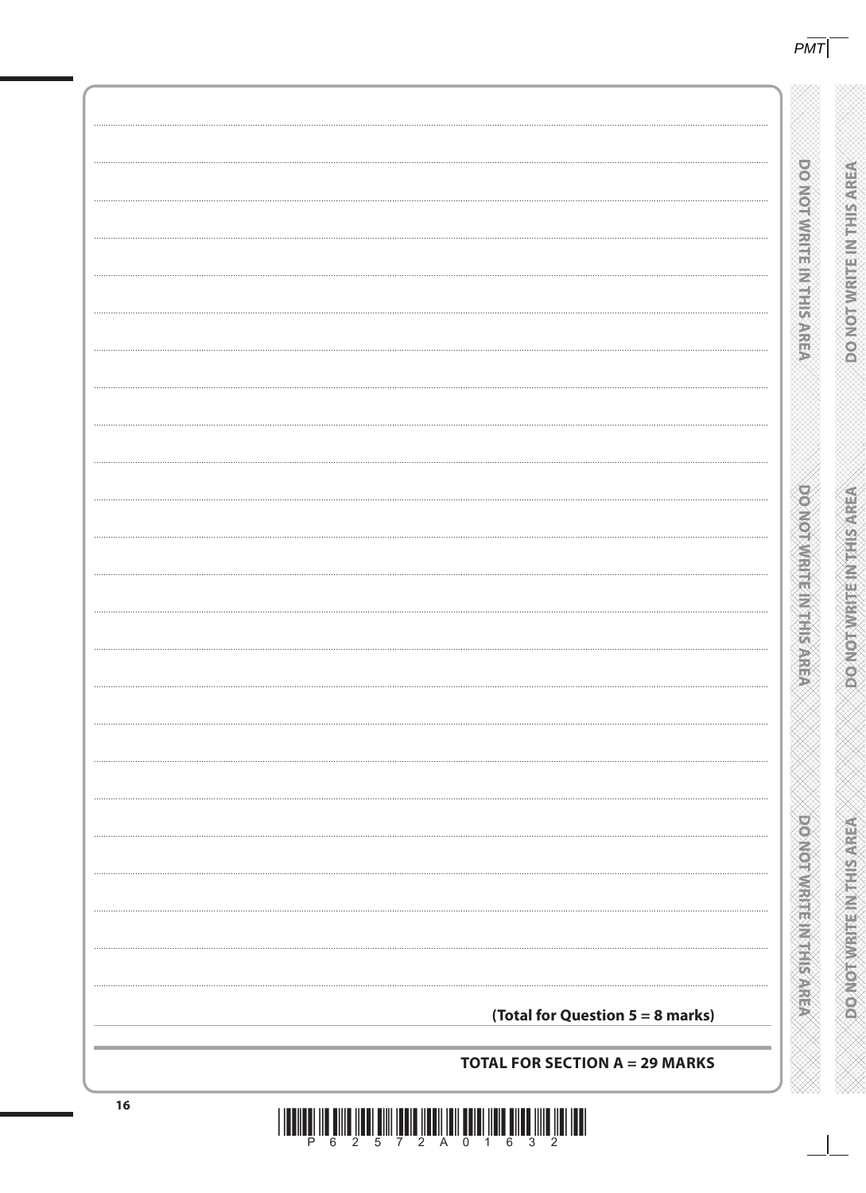**(Total for Question 5 = 8 marks)**

**TOTAL FOR SECTION A = 29 MARKS**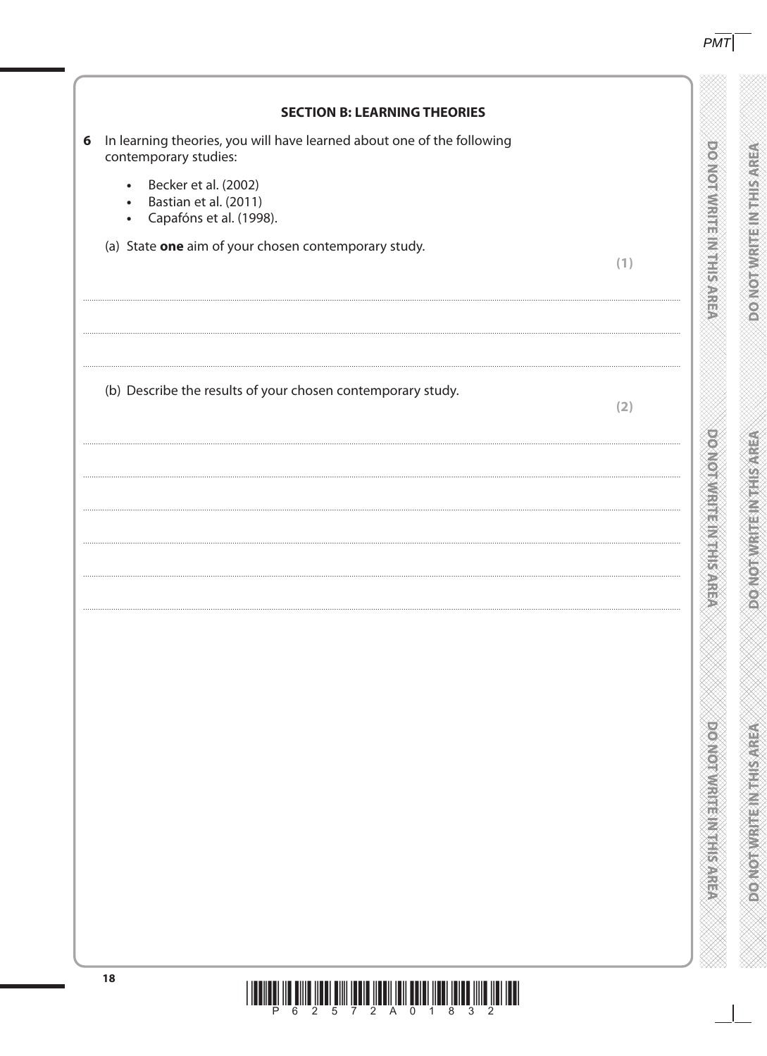## SECTION B: LEARNING THEORIES

**6** In learning theories, you will have learned about one of the following contemporary studies:

- Becker et al. (2002)
- Bastian et al. (2011)
- Capafóns et al. (1998).

(a) State **one** aim of your chosen contemporary study.

**(1)**

.......................................................................................................................................................................................................

.......................................................................................................................................................................................................

.......................................................................................................................................................................................................

(b) Describe the results of your chosen contemporary study.

**(2)**

.......................................................................................................................................................................................................

.......................................................................................................................................................................................................

.......................................................................................................................................................................................................

.......................................................................................................................................................................................................

.......................................................................................................................................................................................................

.......................................................................................................................................................................................................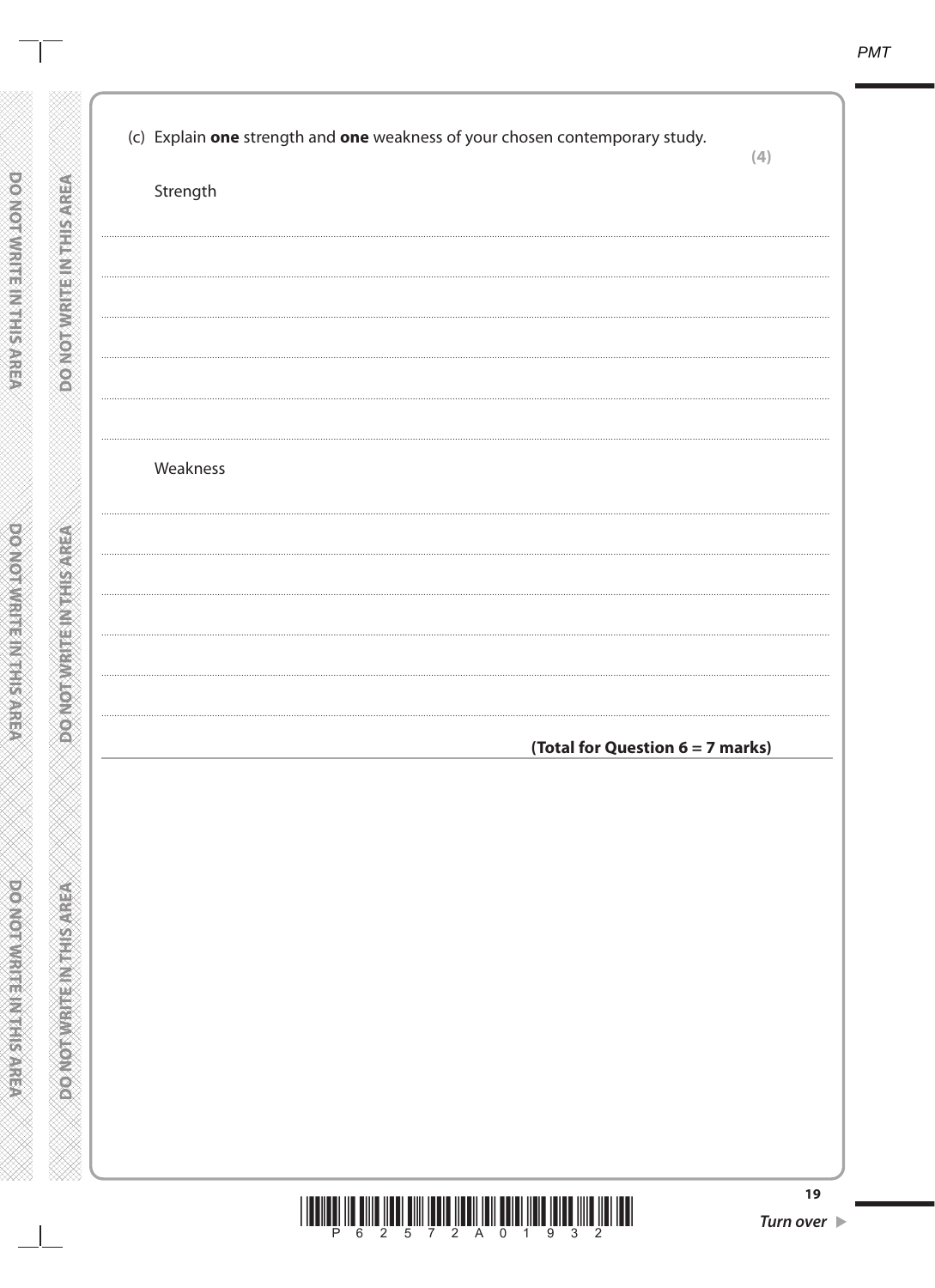(c) Explain **one** strength and **one** weakness of your chosen contemporary study.

**(4)**

Strength

...........................................................................................................................................................

...........................................................................................................................................................

...........................................................................................................................................................

...........................................................................................................................................................

...........................................................................................................................................................

Weakness

...........................................................................................................................................................

...........................................................................................................................................................

...........................................................................................................................................................

...........................................................................................................................................................

...........................................................................................................................................................

**(Total for Question 6 = 7 marks)**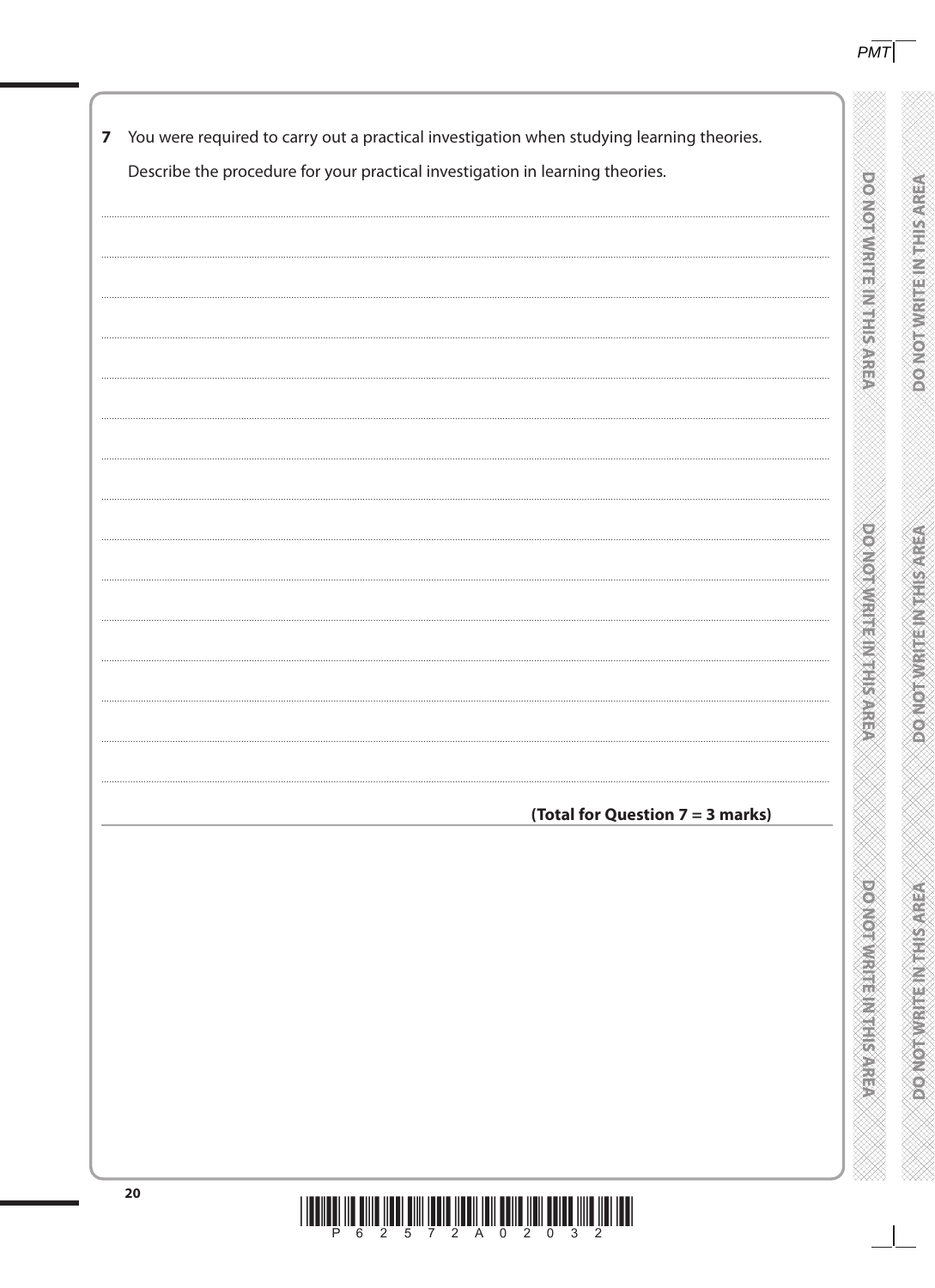**7** You were required to carry out a practical investigation when studying learning theories.

Describe the procedure for your practical investigation in learning theories.

**(Total for Question 7 = 3 marks)**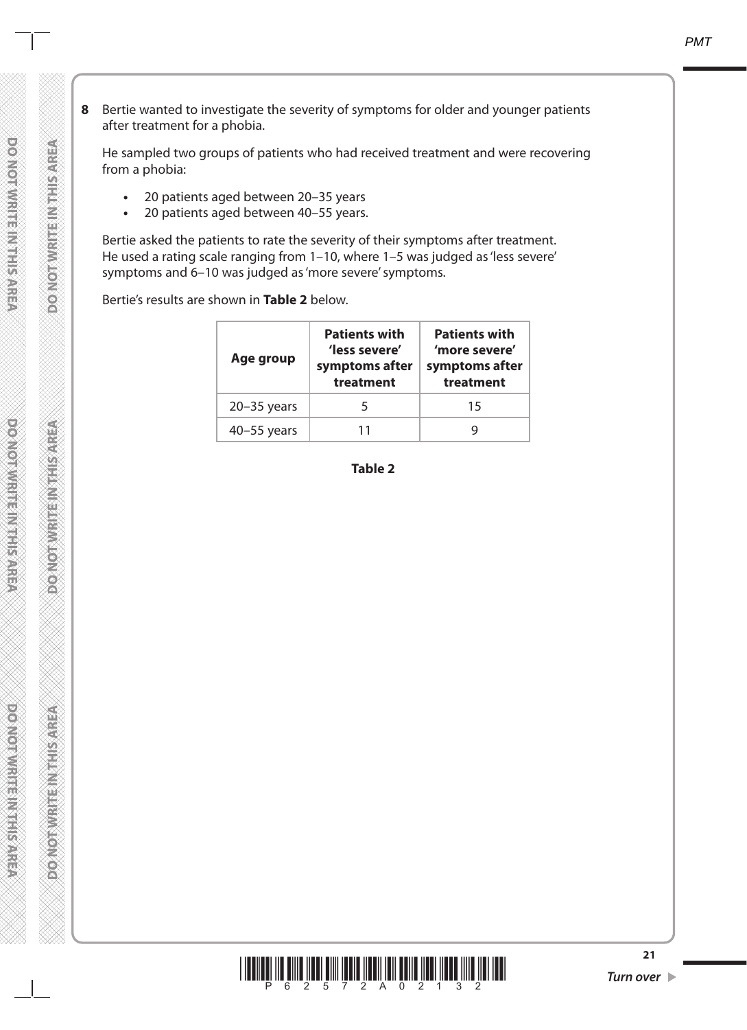**8** Bertie wanted to investigate the severity of symptoms for older and younger patients after treatment for a phobia.

He sampled two groups of patients who had received treatment and were recovering from a phobia:

- 20 patients aged between 20–35 years
- 20 patients aged between 40–55 years.

Bertie asked the patients to rate the severity of their symptoms after treatment. He used a rating scale ranging from 1–10, where 1–5 was judged as 'less severe' symptoms and 6–10 was judged as 'more severe' symptoms.

Bertie's results are shown in **Table 2** below.

| Age group | Patients with 'less severe' symptoms after treatment | Patients with 'more severe' symptoms after treatment |
|---|---|---|
| 20–35 years | 5 | 15 |
| 40–55 years | 11 | 9 |

**Table 2**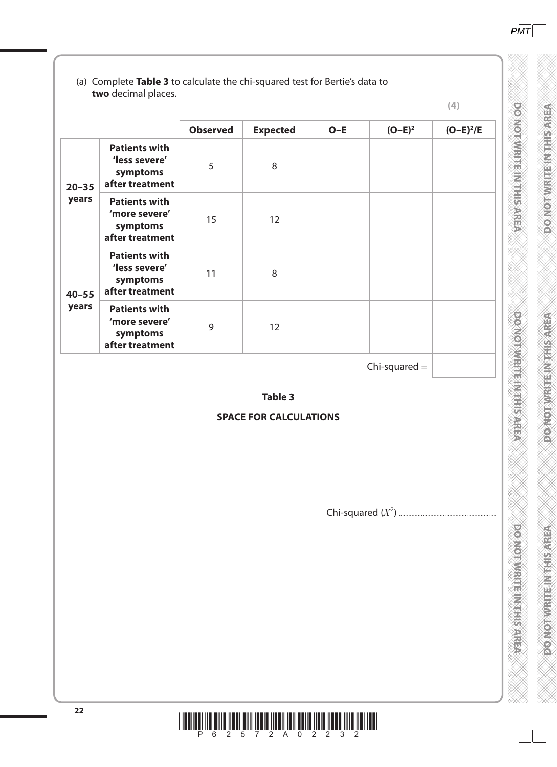(a) Complete **Table 3** to calculate the chi-squared test for Bertie's data to **two** decimal places.

**(4)**

| | | Observed | Expected | O–E | $(O–E)^2$ | $(O–E)^2/E$ |
|---|---|---|---|---|---|---|
| **20–35 years** | **Patients with 'less severe' symptoms after treatment** | 5 | 8 | | | |
| | **Patients with 'more severe' symptoms after treatment** | 15 | 12 | | | |
| **40–55 years** | **Patients with 'less severe' symptoms after treatment** | 11 | 8 | | | |
| | **Patients with 'more severe' symptoms after treatment** | 9 | 12 | | | |
| | | | | | Chi-squared = | |

**Table 3**

**SPACE FOR CALCULATIONS**

Chi-squared ($X^2$) ..............................................................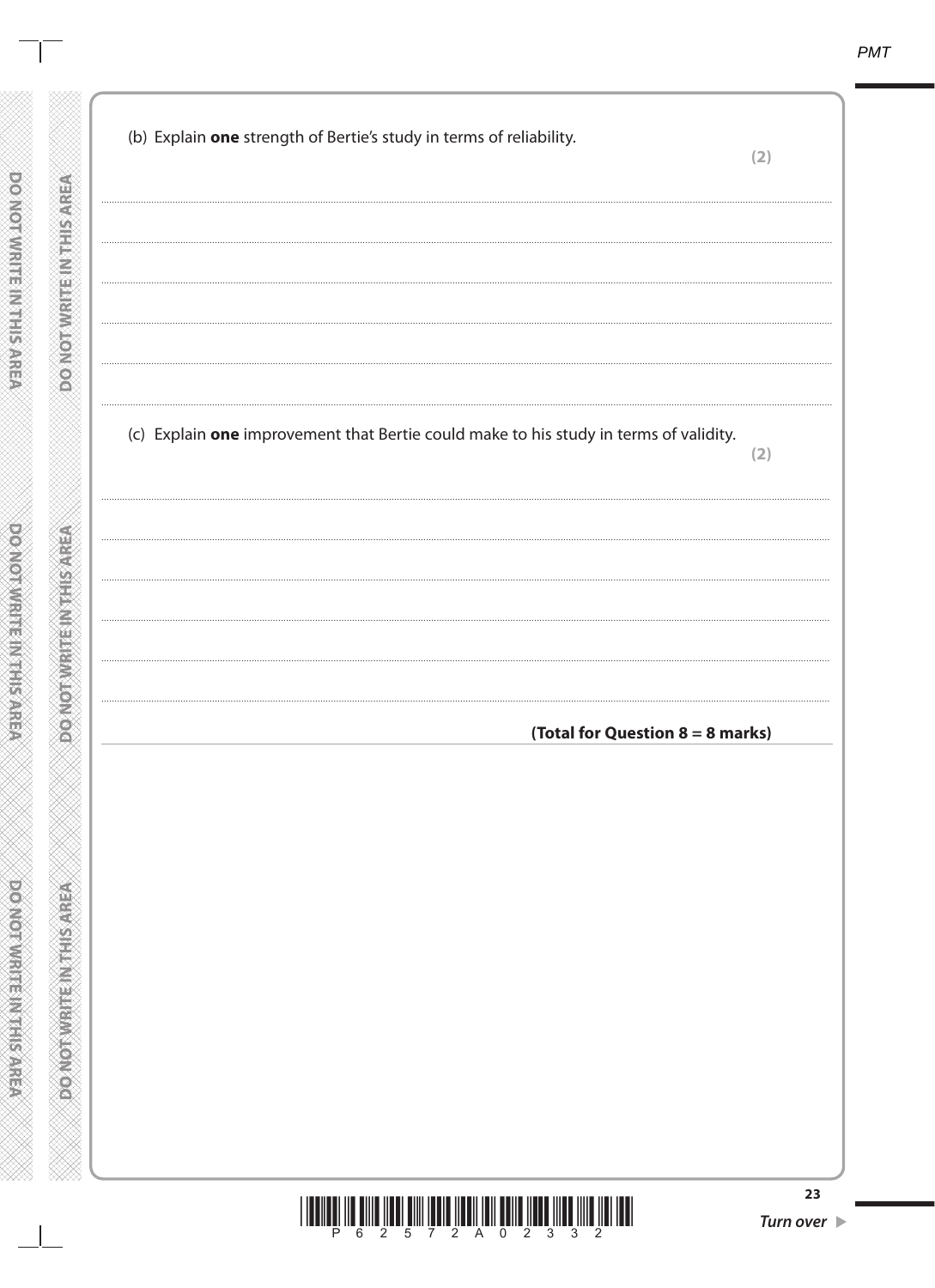(b) Explain **one** strength of Bertie's study in terms of reliability.

**(2)**

.......................................................................................................................................................................................................................

.......................................................................................................................................................................................................................

.......................................................................................................................................................................................................................

.......................................................................................................................................................................................................................

.......................................................................................................................................................................................................................

(c) Explain **one** improvement that Bertie could make to his study in terms of validity.

**(2)**

.......................................................................................................................................................................................................................

.......................................................................................................................................................................................................................

.......................................................................................................................................................................................................................

.......................................................................................................................................................................................................................

.......................................................................................................................................................................................................................

**(Total for Question 8 = 8 marks)**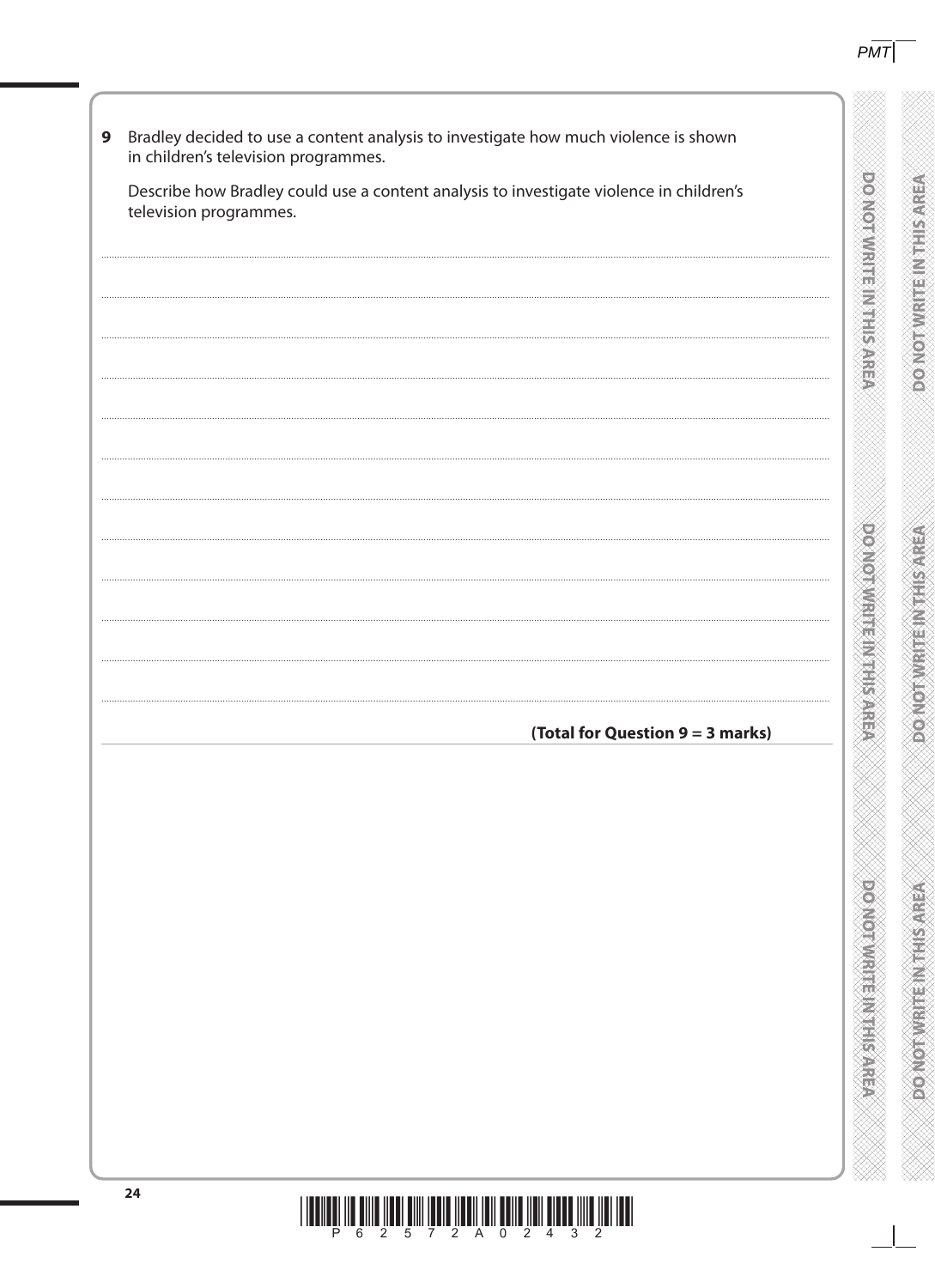**9** Bradley decided to use a content analysis to investigate how much violence is shown in children's television programmes.

Describe how Bradley could use a content analysis to investigate violence in children's television programmes.

**(Total for Question 9 = 3 marks)**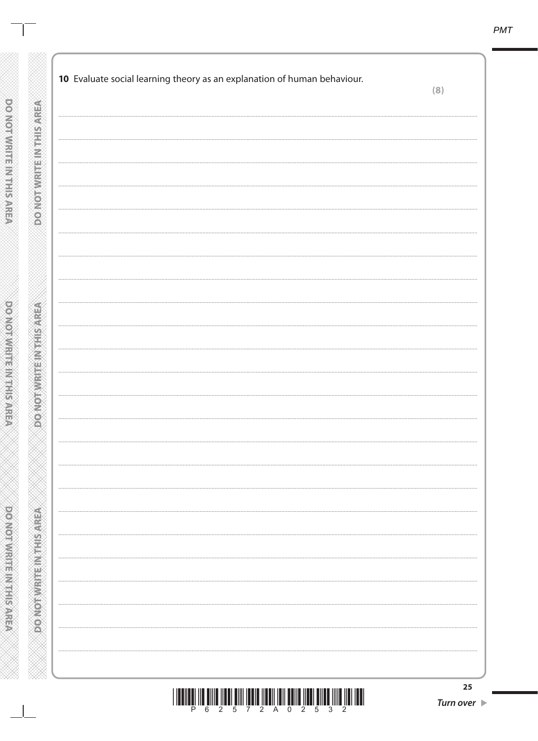**10** Evaluate social learning theory as an explanation of human behaviour.

**(8)**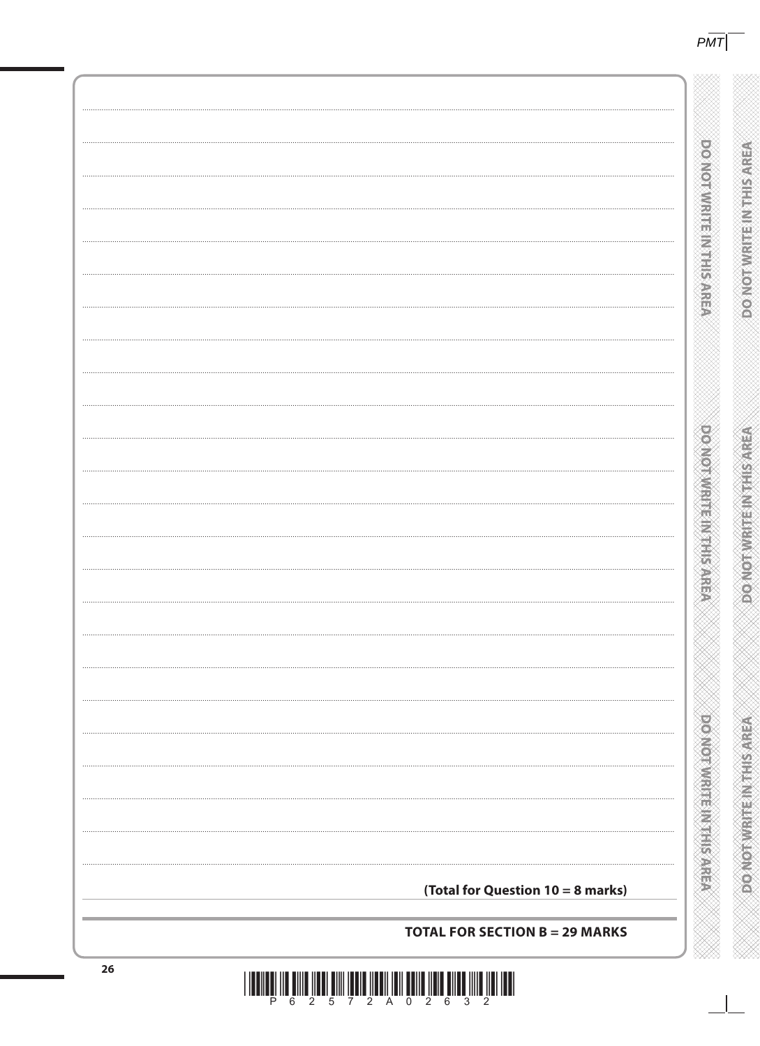**(Total for Question 10 = 8 marks)**

**TOTAL FOR SECTION B = 29 MARKS**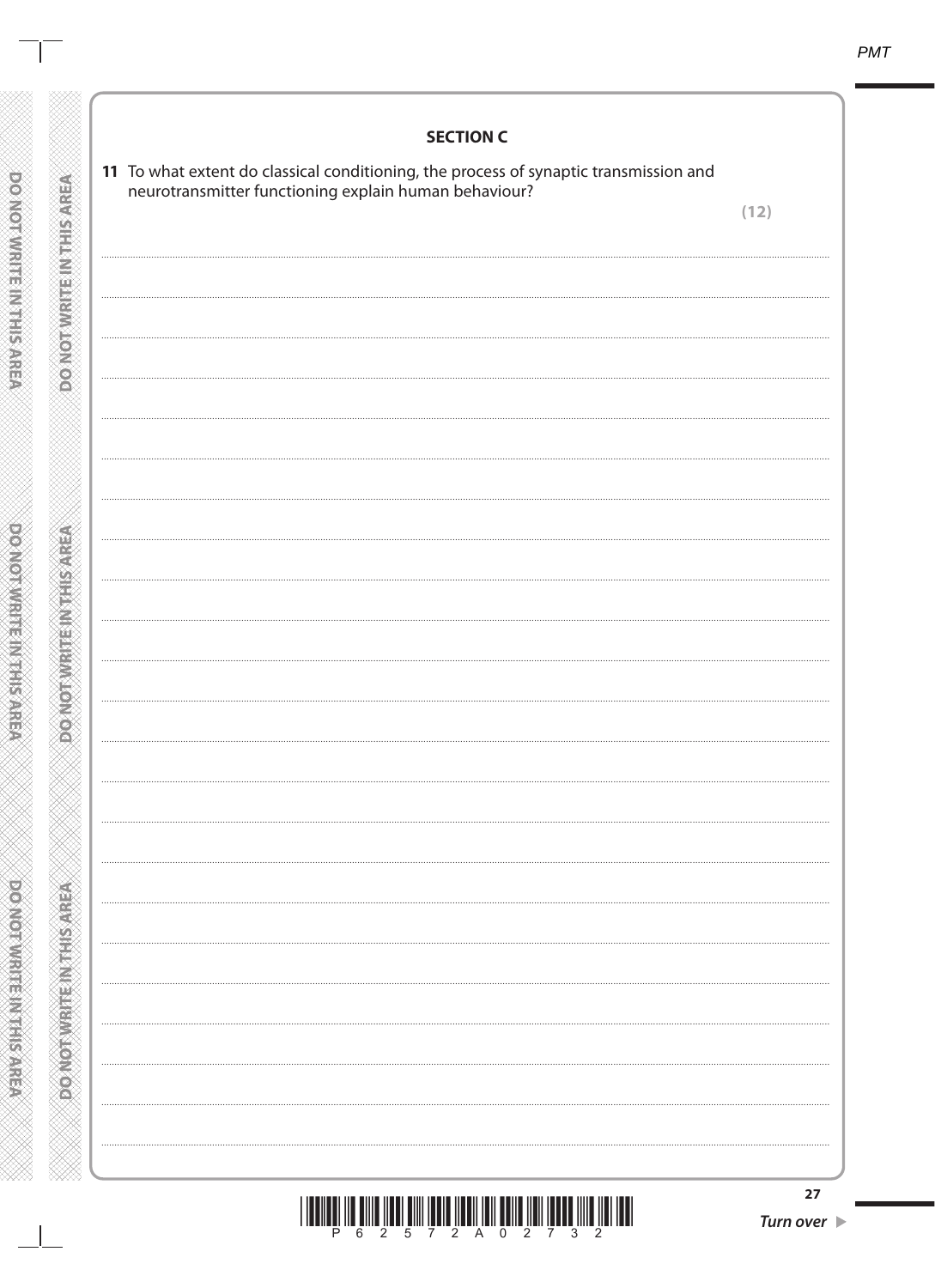## SECTION C

**11** To what extent do classical conditioning, the process of synaptic transmission and neurotransmitter functioning explain human behaviour?

**(12)**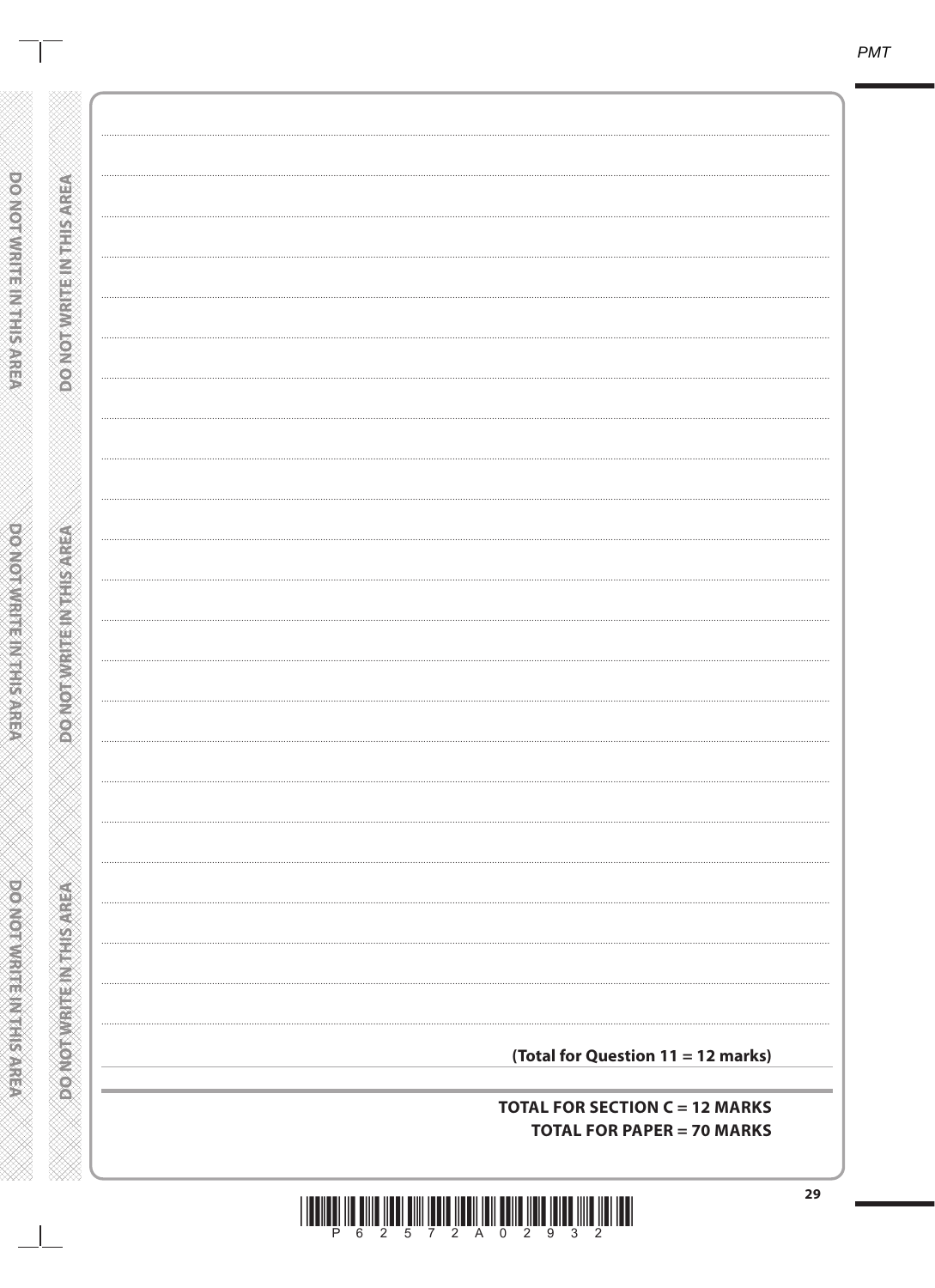**(Total for Question 11 = 12 marks)**

**TOTAL FOR SECTION C = 12 MARKS**

**TOTAL FOR PAPER = 70 MARKS**